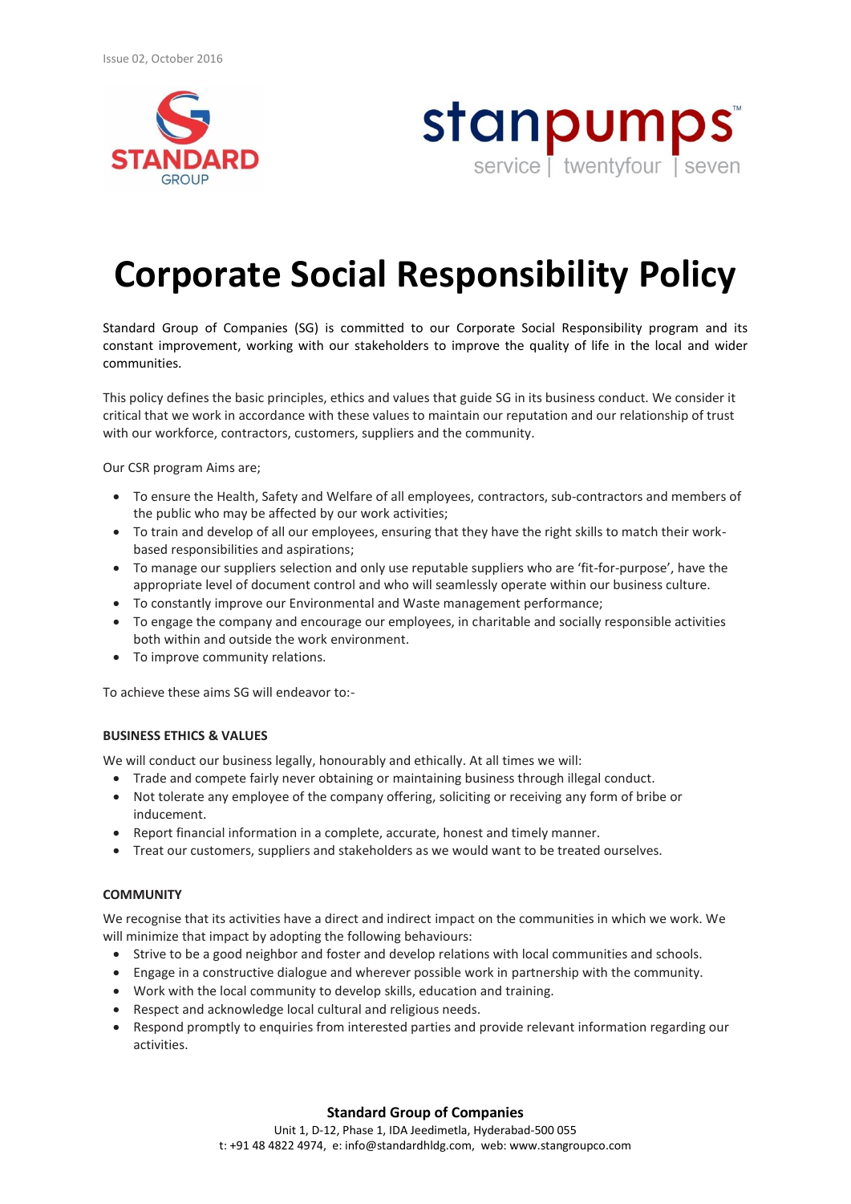Issue 02, October 2016

STANDARD GROUP

stanpumps™ service | twentyfour | seven

# Corporate Social Responsibility Policy

Standard Group of Companies (SG) is committed to our Corporate Social Responsibility program and its constant improvement, working with our stakeholders to improve the quality of life in the local and wider communities.

This policy defines the basic principles, ethics and values that guide SG in its business conduct. We consider it critical that we work in accordance with these values to maintain our reputation and our relationship of trust with our workforce, contractors, customers, suppliers and the community.

Our CSR program Aims are;

- To ensure the Health, Safety and Welfare of all employees, contractors, sub-contractors and members of the public who may be affected by our work activities;
- To train and develop of all our employees, ensuring that they have the right skills to match their work-based responsibilities and aspirations;
- To manage our suppliers selection and only use reputable suppliers who are 'fit-for-purpose', have the appropriate level of document control and who will seamlessly operate within our business culture.
- To constantly improve our Environmental and Waste management performance;
- To engage the company and encourage our employees, in charitable and socially responsible activities both within and outside the work environment.
- To improve community relations.

To achieve these aims SG will endeavor to:-

### BUSINESS ETHICS & VALUES

We will conduct our business legally, honourably and ethically. At all times we will:

- Trade and compete fairly never obtaining or maintaining business through illegal conduct.
- Not tolerate any employee of the company offering, soliciting or receiving any form of bribe or inducement.
- Report financial information in a complete, accurate, honest and timely manner.
- Treat our customers, suppliers and stakeholders as we would want to be treated ourselves.

### COMMUNITY

We recognise that its activities have a direct and indirect impact on the communities in which we work. We will minimize that impact by adopting the following behaviours:

- Strive to be a good neighbor and foster and develop relations with local communities and schools.
- Engage in a constructive dialogue and wherever possible work in partnership with the community.
- Work with the local community to develop skills, education and training.
- Respect and acknowledge local cultural and religious needs.
- Respond promptly to enquiries from interested parties and provide relevant information regarding our activities.

**Standard Group of Companies**
Unit 1, D-12, Phase 1, IDA Jeedimetla, Hyderabad-500 055
t: +91 48 4822 4974, e: info@standardhldg.com, web: www.stangroupco.com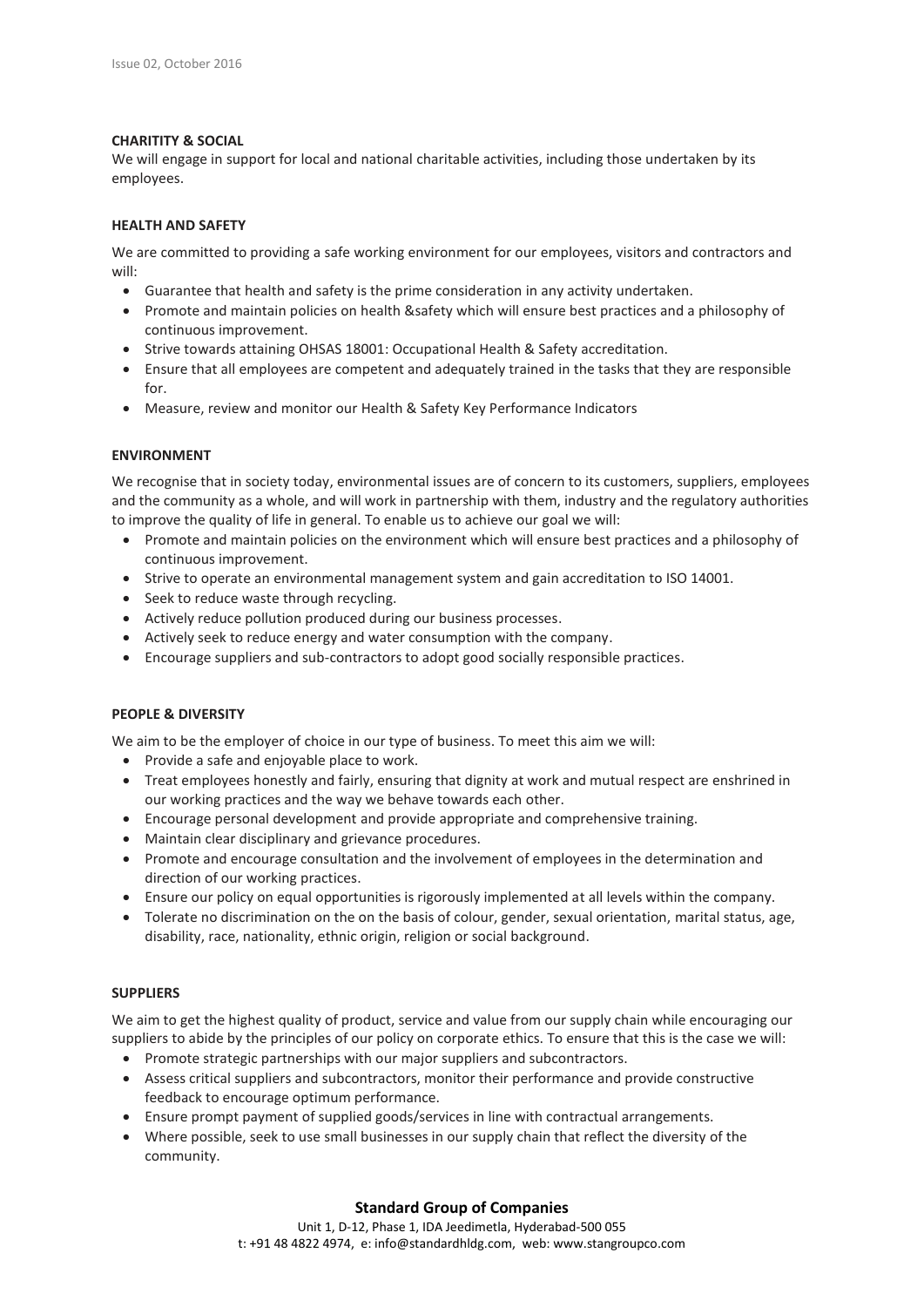**CHARITITY & SOCIAL**

We will engage in support for local and national charitable activities, including those undertaken by its employees.

**HEALTH AND SAFETY**

We are committed to providing a safe working environment for our employees, visitors and contractors and will:

- Guarantee that health and safety is the prime consideration in any activity undertaken.
- Promote and maintain policies on health &safety which will ensure best practices and a philosophy of continuous improvement.
- Strive towards attaining OHSAS 18001: Occupational Health & Safety accreditation.
- Ensure that all employees are competent and adequately trained in the tasks that they are responsible for.
- Measure, review and monitor our Health & Safety Key Performance Indicators

**ENVIRONMENT**

We recognise that in society today, environmental issues are of concern to its customers, suppliers, employees and the community as a whole, and will work in partnership with them, industry and the regulatory authorities to improve the quality of life in general. To enable us to achieve our goal we will:

- Promote and maintain policies on the environment which will ensure best practices and a philosophy of continuous improvement.
- Strive to operate an environmental management system and gain accreditation to ISO 14001.
- Seek to reduce waste through recycling.
- Actively reduce pollution produced during our business processes.
- Actively seek to reduce energy and water consumption with the company.
- Encourage suppliers and sub-contractors to adopt good socially responsible practices.

**PEOPLE & DIVERSITY**

We aim to be the employer of choice in our type of business. To meet this aim we will:

- Provide a safe and enjoyable place to work.
- Treat employees honestly and fairly, ensuring that dignity at work and mutual respect are enshrined in our working practices and the way we behave towards each other.
- Encourage personal development and provide appropriate and comprehensive training.
- Maintain clear disciplinary and grievance procedures.
- Promote and encourage consultation and the involvement of employees in the determination and direction of our working practices.
- Ensure our policy on equal opportunities is rigorously implemented at all levels within the company.
- Tolerate no discrimination on the on the basis of colour, gender, sexual orientation, marital status, age, disability, race, nationality, ethnic origin, religion or social background.

**SUPPLIERS**

We aim to get the highest quality of product, service and value from our supply chain while encouraging our suppliers to abide by the principles of our policy on corporate ethics. To ensure that this is the case we will:

- Promote strategic partnerships with our major suppliers and subcontractors.
- Assess critical suppliers and subcontractors, monitor their performance and provide constructive feedback to encourage optimum performance.
- Ensure prompt payment of supplied goods/services in line with contractual arrangements.
- Where possible, seek to use small businesses in our supply chain that reflect the diversity of the community.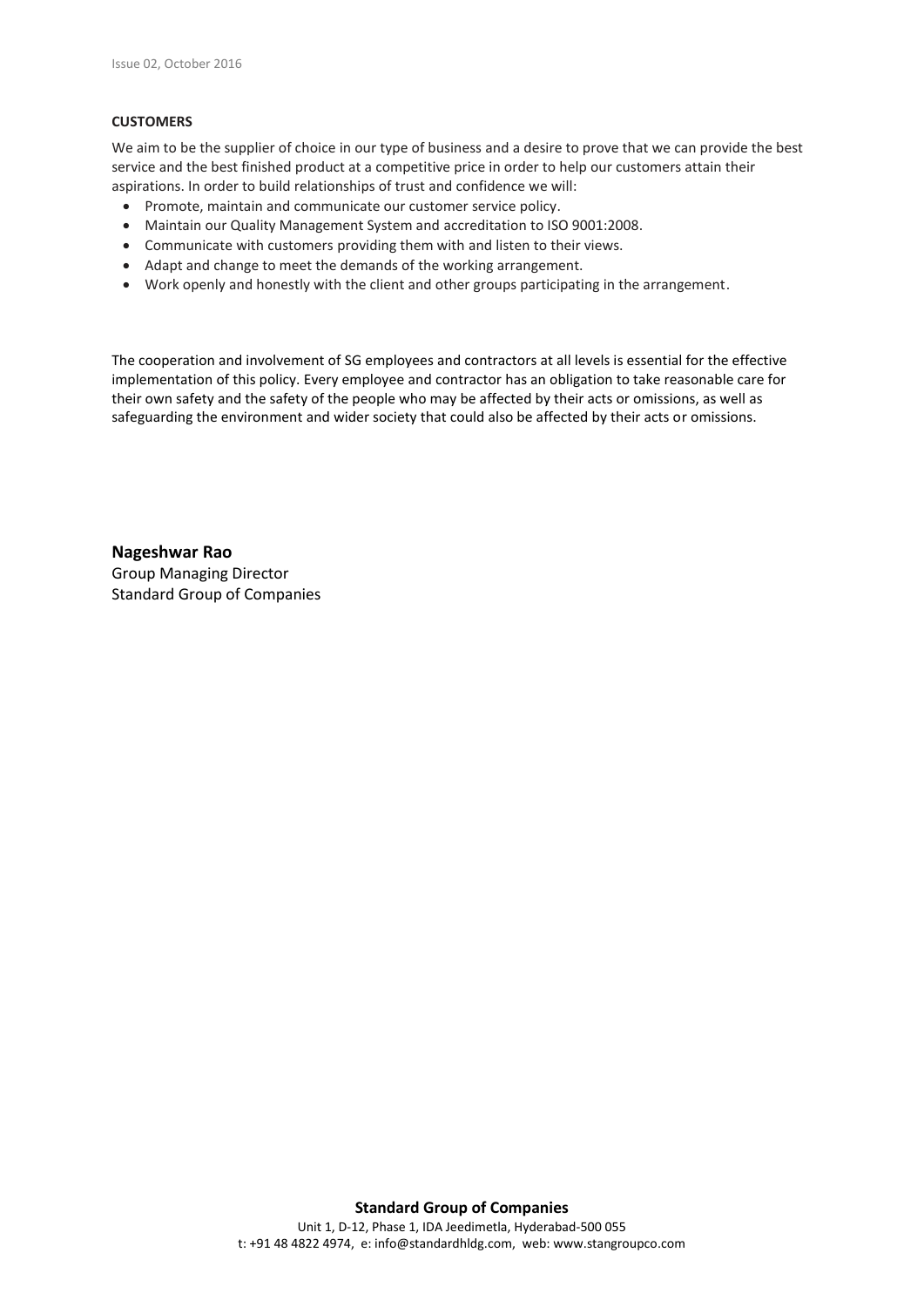**CUSTOMERS**

We aim to be the supplier of choice in our type of business and a desire to prove that we can provide the best service and the best finished product at a competitive price in order to help our customers attain their aspirations. In order to build relationships of trust and confidence we will:

- Promote, maintain and communicate our customer service policy.
- Maintain our Quality Management System and accreditation to ISO 9001:2008.
- Communicate with customers providing them with and listen to their views.
- Adapt and change to meet the demands of the working arrangement.
- Work openly and honestly with the client and other groups participating in the arrangement.

The cooperation and involvement of SG employees and contractors at all levels is essential for the effective implementation of this policy. Every employee and contractor has an obligation to take reasonable care for their own safety and the safety of the people who may be affected by their acts or omissions, as well as safeguarding the environment and wider society that could also be affected by their acts or omissions.

**Nageshwar Rao**
Group Managing Director
Standard Group of Companies